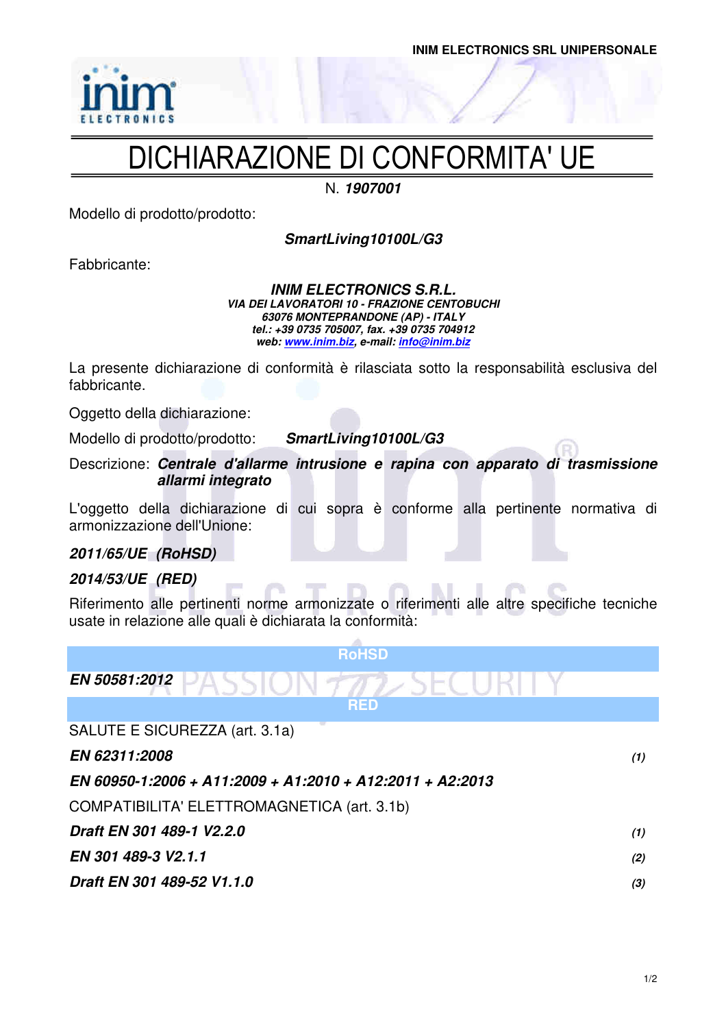INIM ELECTRONICS SRL UNIPERSONALE

# DICHIARAZIONE DI CONFORMITA' UE

N. ***1907001***

Modello di prodotto/prodotto:

***SmartLiving10100L/G3***

Fabbricante:

***INIM ELECTRONICS S.R.L.***
***VIA DEI LAVORATORI 10 - FRAZIONE CENTOBUCHI***
***63076 MONTEPRANDONE (AP) - ITALY***
***tel.: +39 0735 705007, fax. +39 0735 704912***
***web: www.inim.biz, e-mail: info@inim.biz***

La presente dichiarazione di conformità è rilasciata sotto la responsabilità esclusiva del fabbricante.

Oggetto della dichiarazione:

Modello di prodotto/prodotto: ***SmartLiving10100L/G3***

Descrizione: ***Centrale d'allarme intrusione e rapina con apparato di trasmissione allarmi integrato***

L'oggetto della dichiarazione di cui sopra è conforme alla pertinente normativa di armonizzazione dell'Unione:

***2011/65/UE (RoHSD)***

***2014/53/UE (RED)***

Riferimento alle pertinenti norme armonizzate o riferimenti alle altre specifiche tecniche usate in relazione alle quali è dichiarata la conformità:

| RoHSD | |
|---|---|
| ***EN 50581:2012*** | |
| **RED** | |
| SALUTE E SICUREZZA (art. 3.1a) | |
| ***EN 62311:2008*** | *(1)* |
| ***EN 60950-1:2006 + A11:2009 + A1:2010 + A12:2011 + A2:2013*** | |
| COMPATIBILITA' ELETTROMAGNETICA (art. 3.1b) | |
| ***Draft EN 301 489-1 V2.2.0*** | *(1)* |
| ***EN 301 489-3 V2.1.1*** | *(2)* |
| ***Draft EN 301 489-52 V1.1.0*** | *(3)* |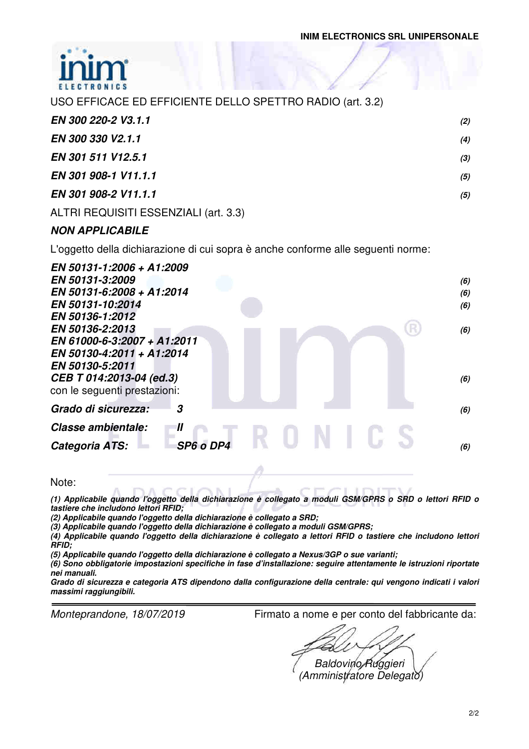USO EFFICACE ED EFFICIENTE DELLO SPETTRO RADIO (art. 3.2)

| | |
|---|---|
| ***EN 300 220-2 V3.1.1*** | *(2)* |
| ***EN 300 330 V2.1.1*** | *(4)* |
| ***EN 301 511 V12.5.1*** | *(3)* |
| ***EN 301 908-1 V11.1.1*** | *(5)* |
| ***EN 301 908-2 V11.1.1*** | *(5)* |

ALTRI REQUISITI ESSENZIALI (art. 3.3)

***NON APPLICABILE***

L'oggetto della dichiarazione di cui sopra è anche conforme alle seguenti norme:

| | |
|---|---|
| ***EN 50131-1:2006 + A1:2009*** | |
| ***EN 50131-3:2009*** | *(6)* |
| ***EN 50131-6:2008 + A1:2014*** | *(6)* |
| ***EN 50131-10:2014*** | *(6)* |
| ***EN 50136-1:2012*** | |
| ***EN 50136-2:2013*** | *(6)* |
| ***EN 61000-6-3:2007 + A1:2011*** | |
| ***EN 50130-4:2011 + A1:2014*** | |
| ***EN 50130-5:2011*** | |
| ***CEB T 014:2013-04 (ed.3)*** | *(6)* |

con le seguenti prestazioni:

| | | |
|---|---|---|
| ***Grado di sicurezza:*** | ***3*** | *(6)* |
| ***Classe ambientale:*** | ***II*** | |
| ***Categoria ATS:*** | ***SP6 o DP4*** | *(6)* |

Note:

***(1) Applicabile quando l'oggetto della dichiarazione è collegato a moduli GSM/GPRS o SRD o lettori RFID o tastiere che includono lettori RFID;***
***(2) Applicabile quando l'oggetto della dichiarazione è collegato a SRD;***
***(3) Applicabile quando l'oggetto della dichiarazione è collegato a moduli GSM/GPRS;***
***(4) Applicabile quando l'oggetto della dichiarazione è collegato a lettori RFID o tastiere che includono lettori RFID;***
***(5) Applicabile quando l'oggetto della dichiarazione è collegato a Nexus/3GP o sue varianti;***
***(6) Sono obbligatorie impostazioni specifiche in fase d'installazione: seguire attentamente le istruzioni riportate nei manuali.***
***Grado di sicurezza e categoria ATS dipendono dalla configurazione della centrale: qui vengono indicati i valori massimi raggiungibili.***

*Monteprandone, 18/07/2019*

Firmato a nome e per conto del fabbricante da:

*Baldovino Ruggieri*
*(Amministratore Delegato)*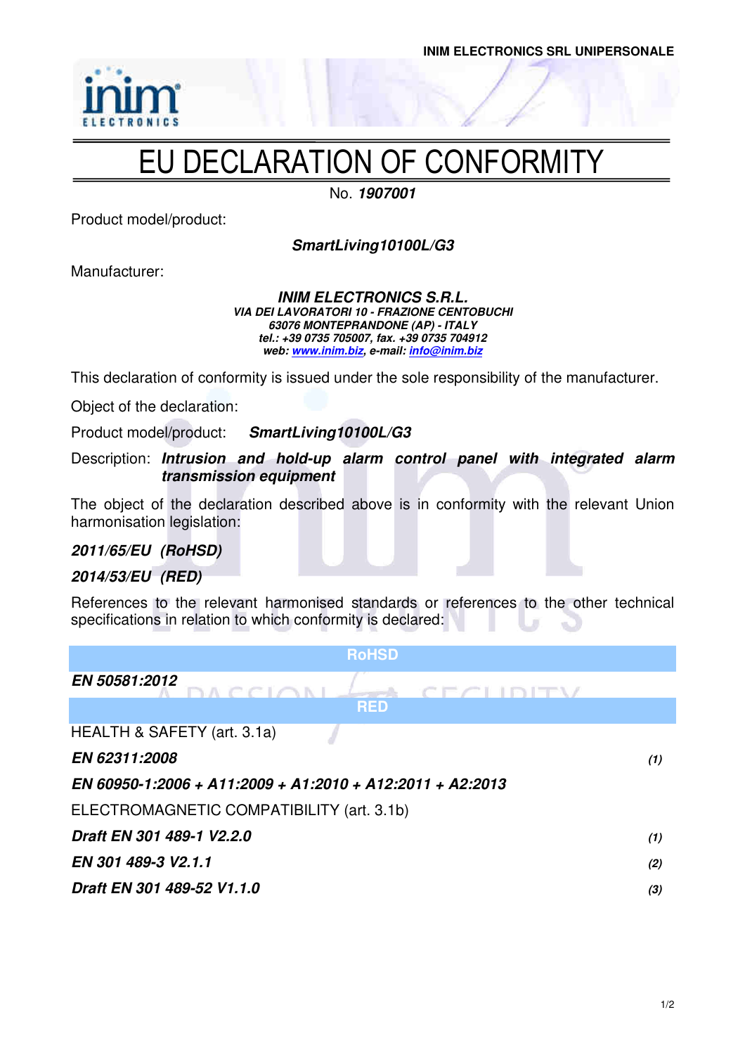INIM ELECTRONICS SRL UNIPERSONALE

# EU DECLARATION OF CONFORMITY

No. ***1907001***

Product model/product:

***SmartLiving10100L/G3***

Manufacturer:

***INIM ELECTRONICS S.R.L.***
***VIA DEI LAVORATORI 10 - FRAZIONE CENTOBUCHI***
***63076 MONTEPRANDONE (AP) - ITALY***
***tel.: +39 0735 705007, fax. +39 0735 704912***
***web: www.inim.biz, e-mail: info@inim.biz***

This declaration of conformity is issued under the sole responsibility of the manufacturer.

Object of the declaration:

Product model/product: ***SmartLiving10100L/G3***

Description: ***Intrusion and hold-up alarm control panel with integrated alarm transmission equipment***

The object of the declaration described above is in conformity with the relevant Union harmonisation legislation:

***2011/65/EU (RoHSD)***

***2014/53/EU (RED)***

References to the relevant harmonised standards or references to the other technical specifications in relation to which conformity is declared:

| RoHSD | |
|---|---|
| ***EN 50581:2012*** | |
| **RED** | |
| HEALTH & SAFETY (art. 3.1a) | |
| ***EN 62311:2008*** | ***(1)*** |
| ***EN 60950-1:2006 + A11:2009 + A1:2010 + A12:2011 + A2:2013*** | |
| ELECTROMAGNETIC COMPATIBILITY (art. 3.1b) | |
| ***Draft EN 301 489-1 V2.2.0*** | ***(1)*** |
| ***EN 301 489-3 V2.1.1*** | ***(2)*** |
| ***Draft EN 301 489-52 V1.1.0*** | ***(3)*** |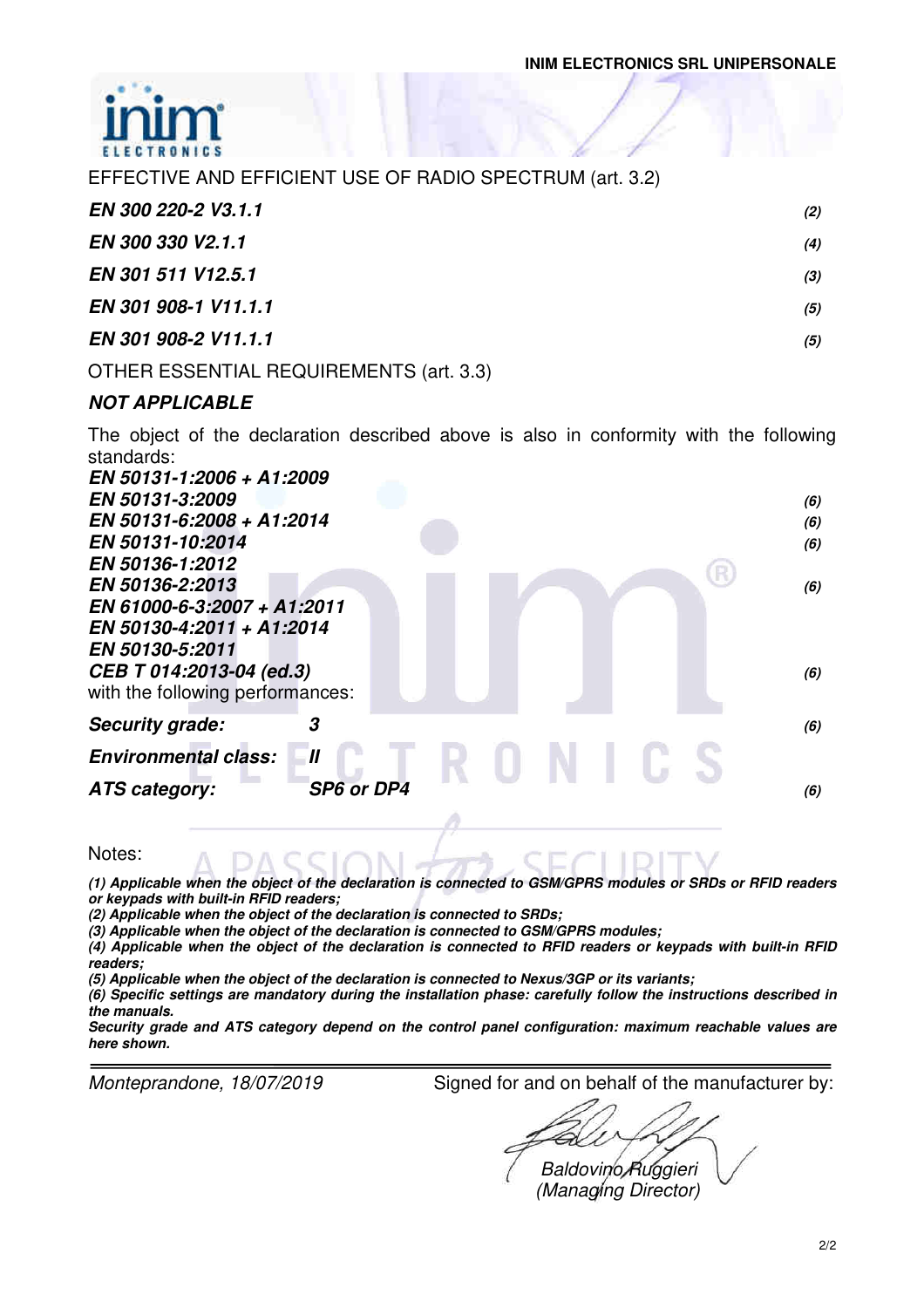EFFECTIVE AND EFFICIENT USE OF RADIO SPECTRUM (art. 3.2)

| | |
|---|---|
| ***EN 300 220-2 V3.1.1*** | ***(2)*** |
| ***EN 300 330 V2.1.1*** | ***(4)*** |
| ***EN 301 511 V12.5.1*** | ***(3)*** |
| ***EN 301 908-1 V11.1.1*** | ***(5)*** |
| ***EN 301 908-2 V11.1.1*** | ***(5)*** |

OTHER ESSENTIAL REQUIREMENTS (art. 3.3)

***NOT APPLICABLE***

The object of the declaration described above is also in conformity with the following standards:

| | |
|---|---|
| ***EN 50131-1:2006 + A1:2009*** | |
| ***EN 50131-3:2009*** | ***(6)*** |
| ***EN 50131-6:2008 + A1:2014*** | ***(6)*** |
| ***EN 50131-10:2014*** | ***(6)*** |
| ***EN 50136-1:2012*** | |
| ***EN 50136-2:2013*** | ***(6)*** |
| ***EN 61000-6-3:2007 + A1:2011*** | |
| ***EN 50130-4:2011 + A1:2014*** | |
| ***EN 50130-5:2011*** | |
| ***CEB T 014:2013-04 (ed.3)*** | ***(6)*** |

with the following performances:

| | | |
|---|---|---|
| ***Security grade:*** | ***3*** | ***(6)*** |
| ***Environmental class:*** | ***II*** | |
| ***ATS category:*** | ***SP6 or DP4*** | ***(6)*** |

Notes:

***(1) Applicable when the object of the declaration is connected to GSM/GPRS modules or SRDs or RFID readers or keypads with built-in RFID readers;***
***(2) Applicable when the object of the declaration is connected to SRDs;***
***(3) Applicable when the object of the declaration is connected to GSM/GPRS modules;***
***(4) Applicable when the object of the declaration is connected to RFID readers or keypads with built-in RFID readers;***
***(5) Applicable when the object of the declaration is connected to Nexus/3GP or its variants;***
***(6) Specific settings are mandatory during the installation phase: carefully follow the instructions described in the manuals.***
***Security grade and ATS category depend on the control panel configuration: maximum reachable values are here shown.***

*Monteprandone, 18/07/2019*

Signed for and on behalf of the manufacturer by:

*Baldovino Ruggieri*
*(Managing Director)*